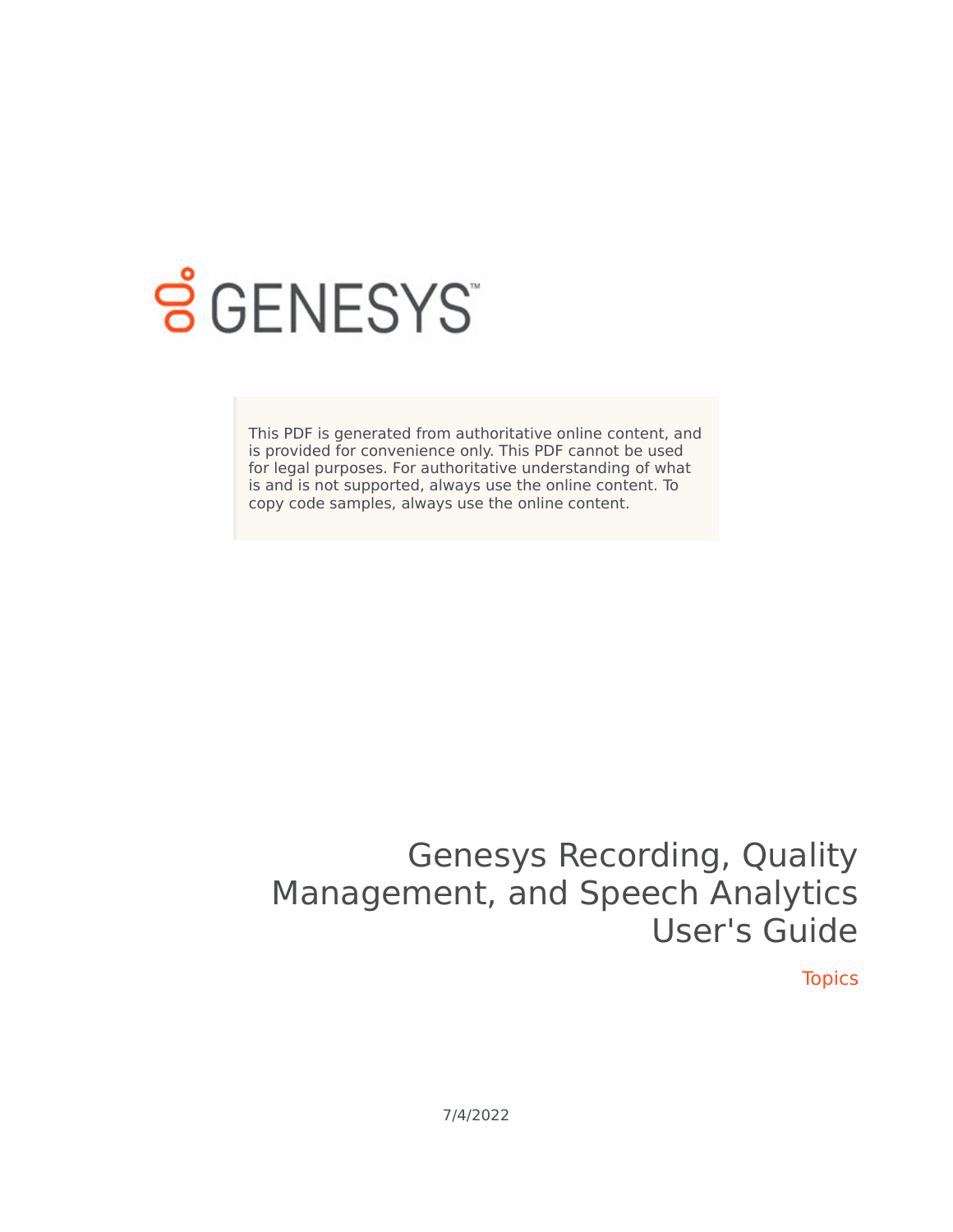GENESYS

This PDF is generated from authoritative online content, and is provided for convenience only. This PDF cannot be used for legal purposes. For authoritative understanding of what is and is not supported, always use the online content. To copy code samples, always use the online content.

# Genesys Recording, Quality Management, and Speech Analytics User's Guide

Topics

7/4/2022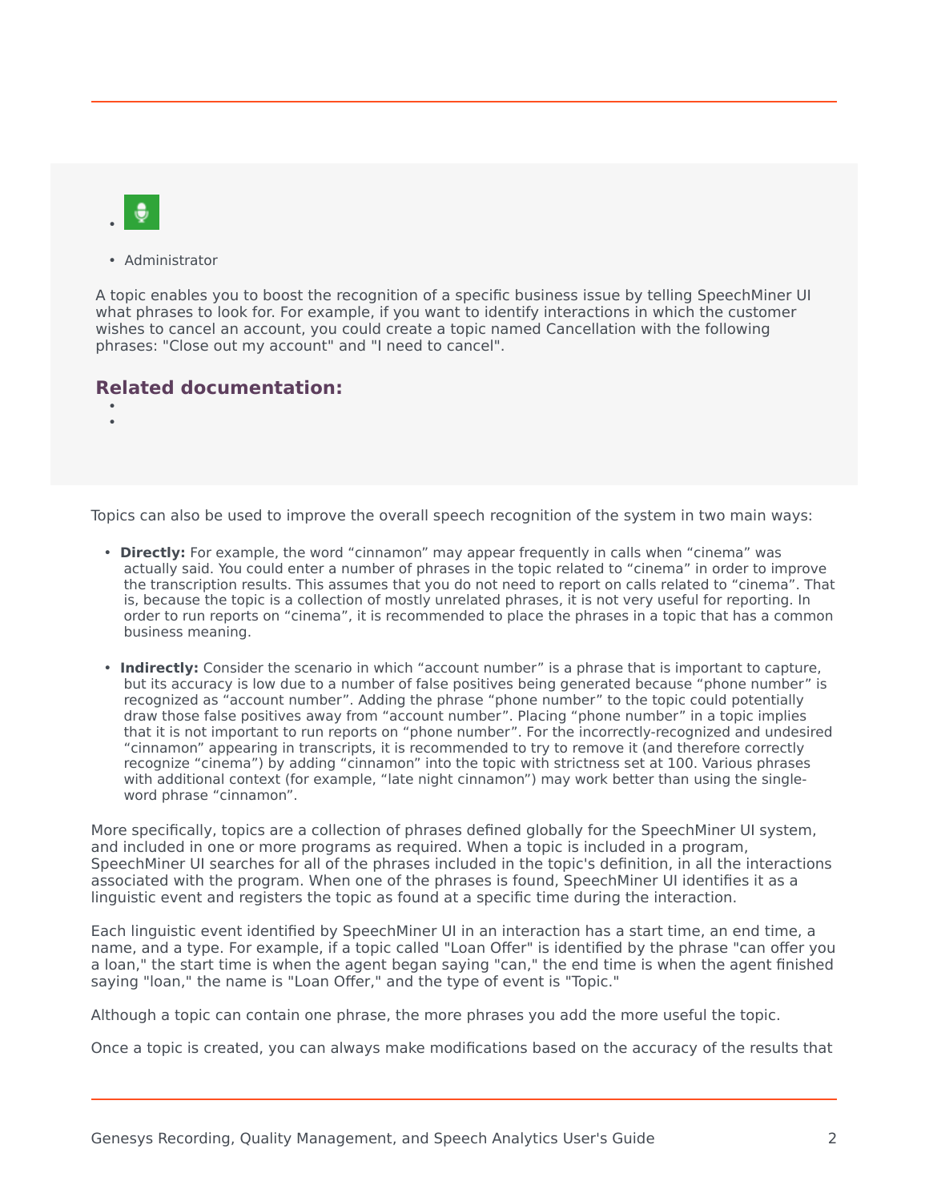- 
- Administrator

A topic enables you to boost the recognition of a specific business issue by telling SpeechMiner UI what phrases to look for. For example, if you want to identify interactions in which the customer wishes to cancel an account, you could create a topic named Cancellation with the following phrases: "Close out my account" and "I need to cancel".

**Related documentation:**

- 
- 

Topics can also be used to improve the overall speech recognition of the system in two main ways:

- **Directly:** For example, the word “cinnamon” may appear frequently in calls when “cinema” was actually said. You could enter a number of phrases in the topic related to “cinema” in order to improve the transcription results. This assumes that you do not need to report on calls related to “cinema”. That is, because the topic is a collection of mostly unrelated phrases, it is not very useful for reporting. In order to run reports on “cinema”, it is recommended to place the phrases in a topic that has a common business meaning.
- **Indirectly:** Consider the scenario in which “account number” is a phrase that is important to capture, but its accuracy is low due to a number of false positives being generated because “phone number” is recognized as “account number”. Adding the phrase “phone number” to the topic could potentially draw those false positives away from “account number”. Placing “phone number” in a topic implies that it is not important to run reports on “phone number”. For the incorrectly-recognized and undesired “cinnamon” appearing in transcripts, it is recommended to try to remove it (and therefore correctly recognize “cinema”) by adding “cinnamon” into the topic with strictness set at 100. Various phrases with additional context (for example, “late night cinnamon”) may work better than using the single-word phrase “cinnamon”.

More specifically, topics are a collection of phrases defined globally for the SpeechMiner UI system, and included in one or more programs as required. When a topic is included in a program, SpeechMiner UI searches for all of the phrases included in the topic's definition, in all the interactions associated with the program. When one of the phrases is found, SpeechMiner UI identifies it as a linguistic event and registers the topic as found at a specific time during the interaction.

Each linguistic event identified by SpeechMiner UI in an interaction has a start time, an end time, a name, and a type. For example, if a topic called "Loan Offer" is identified by the phrase "can offer you a loan," the start time is when the agent began saying "can," the end time is when the agent finished saying "loan," the name is "Loan Offer," and the type of event is "Topic."

Although a topic can contain one phrase, the more phrases you add the more useful the topic.

Once a topic is created, you can always make modifications based on the accuracy of the results that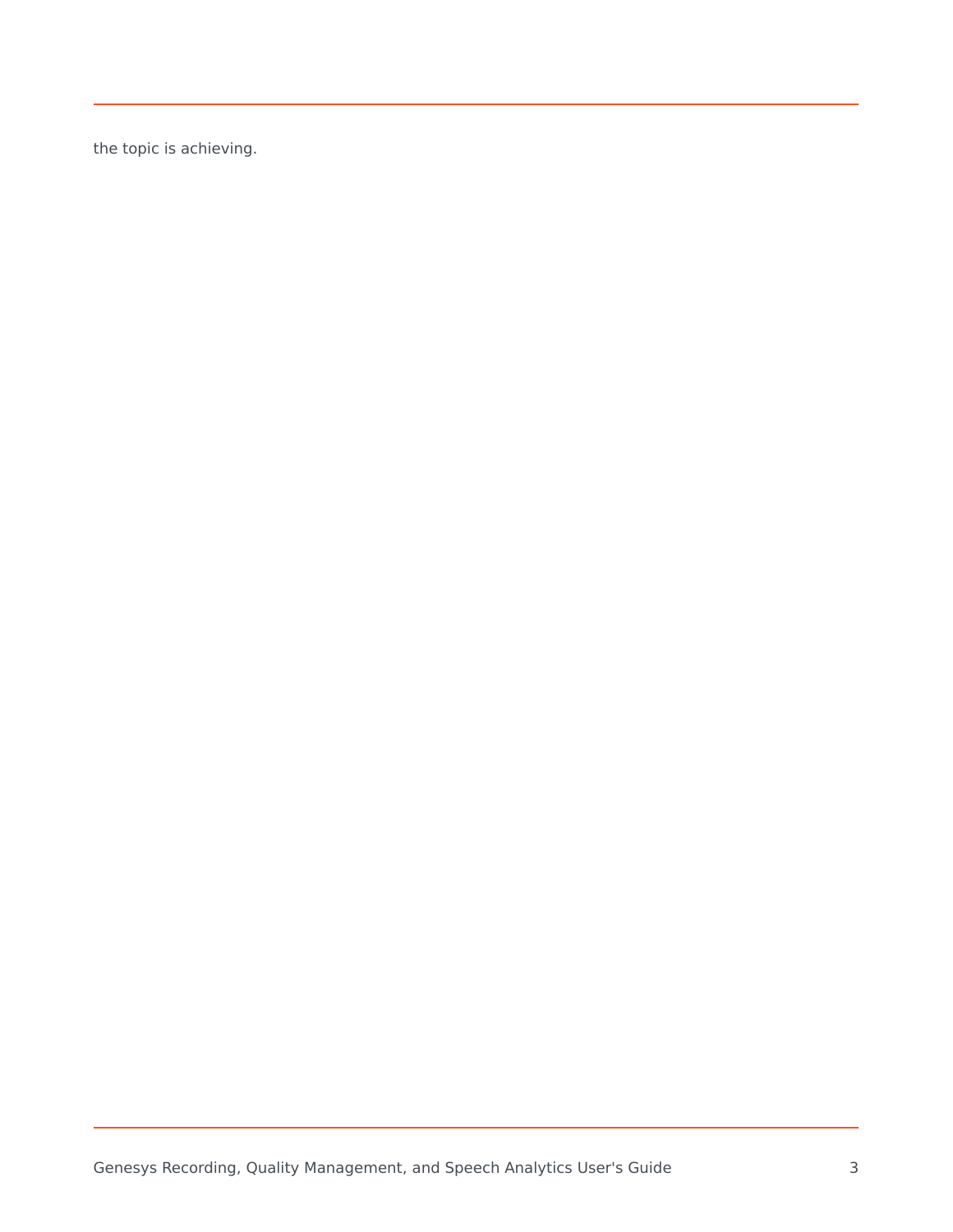the topic is achieving.